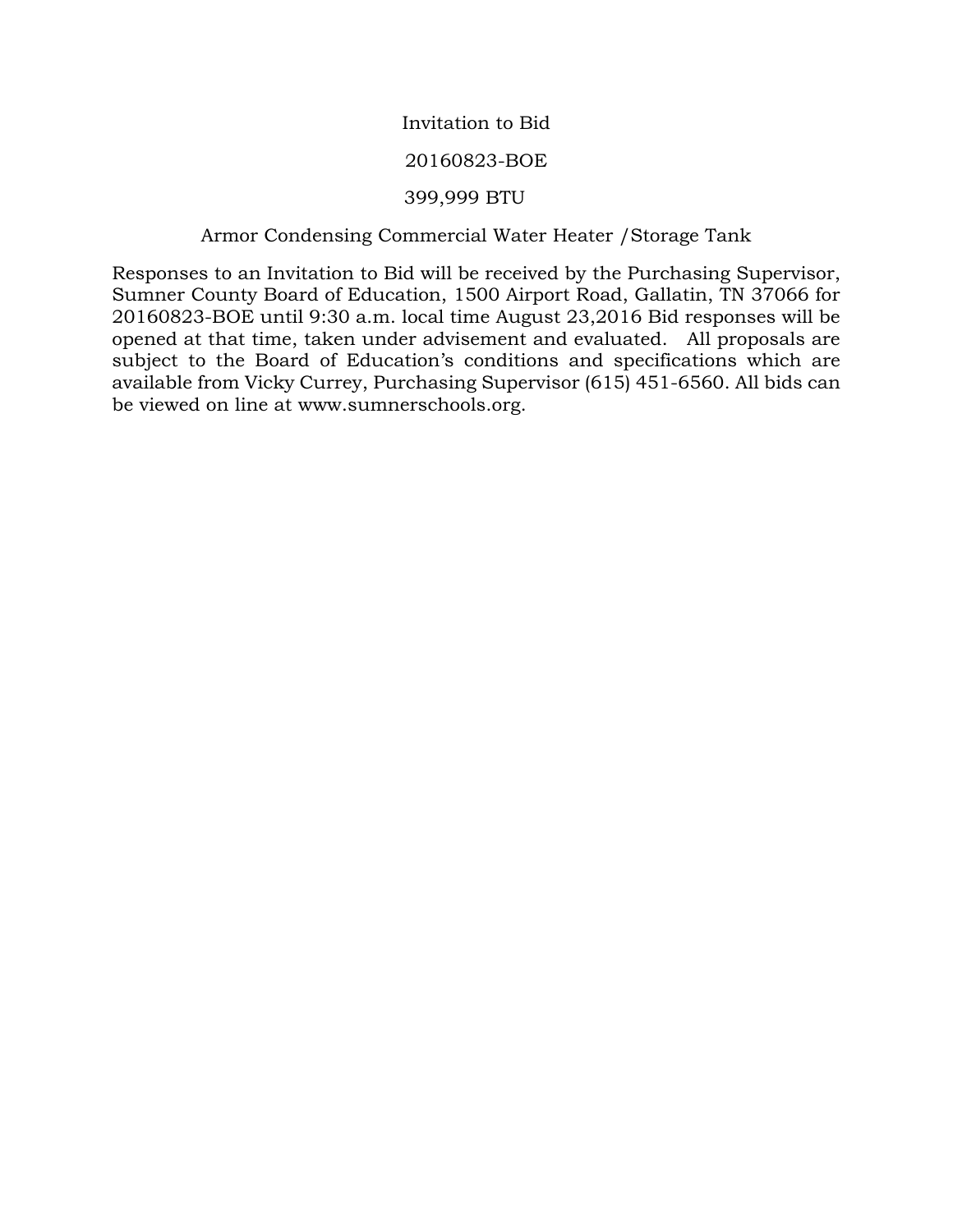# Invitation to Bid

## 20160823-BOE

## 399,999 BTU

## Armor Condensing Commercial Water Heater /Storage Tank

Responses to an Invitation to Bid will be received by the Purchasing Supervisor, Sumner County Board of Education, 1500 Airport Road, Gallatin, TN 37066 for 20160823-BOE until 9:30 a.m. local time August 23,2016 Bid responses will be opened at that time, taken under advisement and evaluated. All proposals are subject to the Board of Education's conditions and specifications which are available from Vicky Currey, Purchasing Supervisor (615) 451-6560. All bids can be viewed on line at www.sumnerschools.org.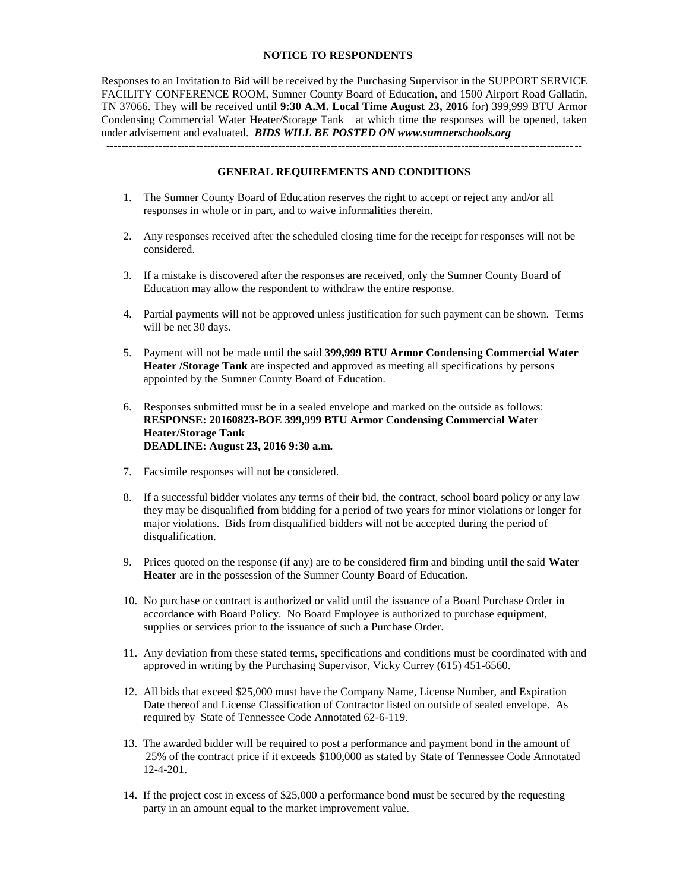## NOTICE TO RESPONDENTS

Responses to an Invitation to Bid will be received by the Purchasing Supervisor in the SUPPORT SERVICE FACILITY CONFERENCE ROOM, Sumner County Board of Education, and 1500 Airport Road Gallatin, TN 37066. They will be received until **9:30 A.M. Local Time August 23, 2016** for) 399,999 BTU Armor Condensing Commercial Water Heater/Storage Tank at which time the responses will be opened, taken under advisement and evaluated. ***BIDS WILL BE POSTED ON www.sumnerschools.org***

---

## GENERAL REQUIREMENTS AND CONDITIONS

1. The Sumner County Board of Education reserves the right to accept or reject any and/or all responses in whole or in part, and to waive informalities therein.

2. Any responses received after the scheduled closing time for the receipt for responses will not be considered.

3. If a mistake is discovered after the responses are received, only the Sumner County Board of Education may allow the respondent to withdraw the entire response.

4. Partial payments will not be approved unless justification for such payment can be shown. Terms will be net 30 days.

5. Payment will not be made until the said **399,999 BTU Armor Condensing Commercial Water Heater /Storage Tank** are inspected and approved as meeting all specifications by persons appointed by the Sumner County Board of Education.

6. Responses submitted must be in a sealed envelope and marked on the outside as follows:
   **RESPONSE: 20160823-BOE 399,999 BTU Armor Condensing Commercial Water Heater/Storage Tank**
   **DEADLINE: August 23, 2016 9:30 a.m.**

7. Facsimile responses will not be considered.

8. If a successful bidder violates any terms of their bid, the contract, school board policy or any law they may be disqualified from bidding for a period of two years for minor violations or longer for major violations. Bids from disqualified bidders will not be accepted during the period of disqualification.

9. Prices quoted on the response (if any) are to be considered firm and binding until the said **Water Heater** are in the possession of the Sumner County Board of Education.

10. No purchase or contract is authorized or valid until the issuance of a Board Purchase Order in accordance with Board Policy. No Board Employee is authorized to purchase equipment, supplies or services prior to the issuance of such a Purchase Order.

11. Any deviation from these stated terms, specifications and conditions must be coordinated with and approved in writing by the Purchasing Supervisor, Vicky Currey (615) 451-6560.

12. All bids that exceed $25,000 must have the Company Name, License Number, and Expiration Date thereof and License Classification of Contractor listed on outside of sealed envelope. As required by State of Tennessee Code Annotated 62-6-119.

13. The awarded bidder will be required to post a performance and payment bond in the amount of 25% of the contract price if it exceeds $100,000 as stated by State of Tennessee Code Annotated 12-4-201.

14. If the project cost in excess of $25,000 a performance bond must be secured by the requesting party in an amount equal to the market improvement value.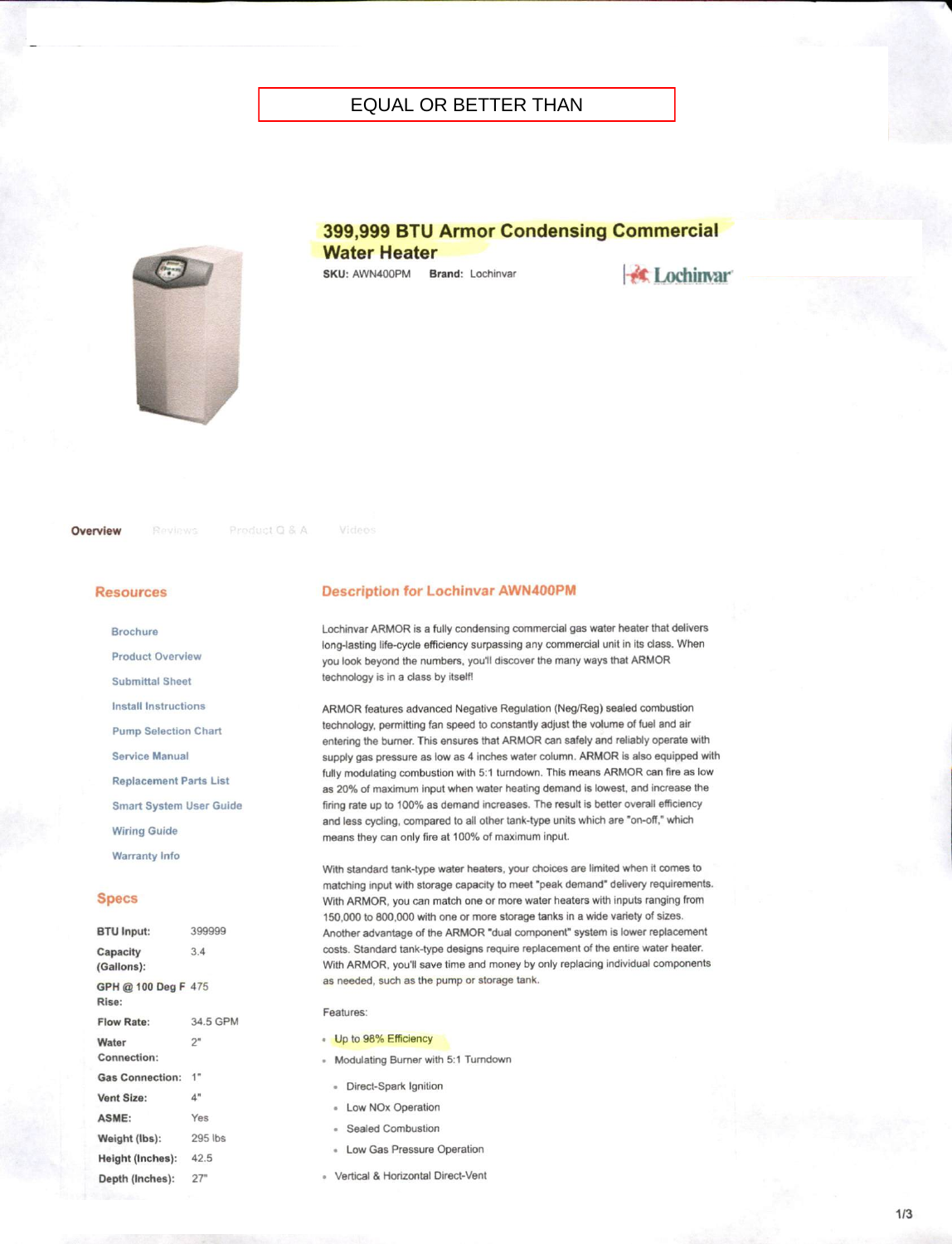EQUAL OR BETTER THAN

# 399,999 BTU Armor Condensing Commercial Water Heater

**SKU:** AWN400PM **Brand:** Lochinvar

Lochinvar

**Overview** Reviews Product Q & A Videos

## Resources

- Brochure
- Product Overview
- Submittal Sheet
- Install Instructions
- Pump Selection Chart
- Service Manual
- Replacement Parts List
- Smart System User Guide
- Wiring Guide
- Warranty Info

## Specs

| | |
|---|---|
| **BTU Input:** | 399999 |
| **Capacity (Gallons):** | 3.4 |
| **GPH @ 100 Deg F Rise:** | 475 |
| **Flow Rate:** | 34.5 GPM |
| **Water Connection:** | 2" |
| **Gas Connection:** | 1" |
| **Vent Size:** | 4" |
| **ASME:** | Yes |
| **Weight (lbs):** | 295 lbs |
| **Height (Inches):** | 42.5 |
| **Depth (Inches):** | 27" |

## Description for Lochinvar AWN400PM

Lochinvar ARMOR is a fully condensing commercial gas water heater that delivers long-lasting life-cycle efficiency surpassing any commercial unit in its class. When you look beyond the numbers, you'll discover the many ways that ARMOR technology is in a class by itself!

ARMOR features advanced Negative Regulation (Neg/Reg) sealed combustion technology, permitting fan speed to constantly adjust the volume of fuel and air entering the burner. This ensures that ARMOR can safely and reliably operate with supply gas pressure as low as 4 inches water column. ARMOR is also equipped with fully modulating combustion with 5:1 turndown. This means ARMOR can fire as low as 20% of maximum input when water heating demand is lowest, and increase the firing rate up to 100% as demand increases. The result is better overall efficiency and less cycling, compared to all other tank-type units which are "on-off," which means they can only fire at 100% of maximum input.

With standard tank-type water heaters, your choices are limited when it comes to matching input with storage capacity to meet "peak demand" delivery requirements. With ARMOR, you can match one or more water heaters with inputs ranging from 150,000 to 800,000 with one or more storage tanks in a wide variety of sizes. Another advantage of the ARMOR "dual component" system is lower replacement costs. Standard tank-type designs require replacement of the entire water heater. With ARMOR, you'll save time and money by only replacing individual components as needed, such as the pump or storage tank.

Features:

- Up to 98% Efficiency
- Modulating Burner with 5:1 Turndown
  - Direct-Spark Ignition
  - Low NOx Operation
  - Sealed Combustion
  - Low Gas Pressure Operation
- Vertical & Horizontal Direct-Vent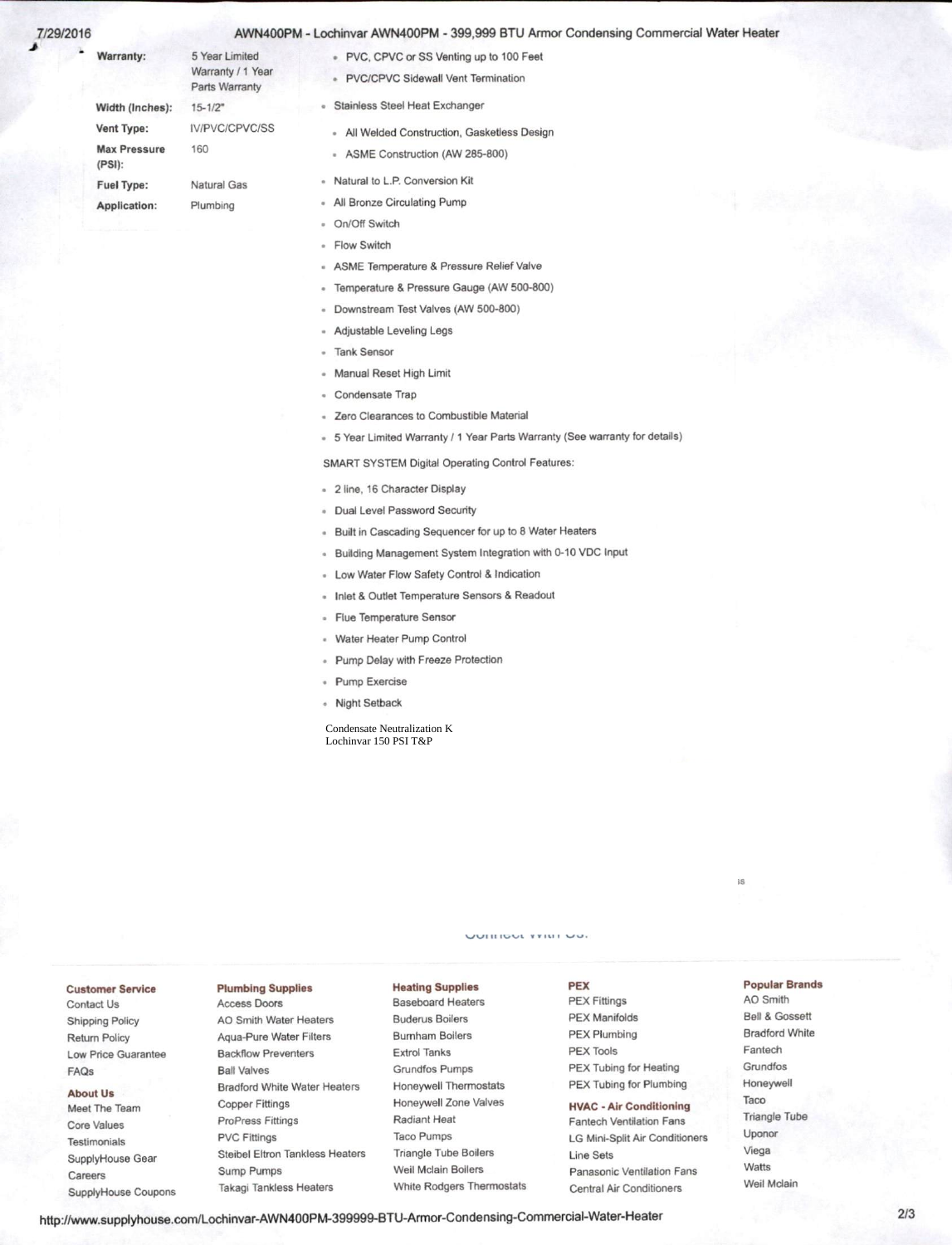| | |
|---|---|
| **Warranty:** | 5 Year Limited Warranty / 1 Year Parts Warranty |
| **Width (Inches):** | 15-1/2" |
| **Vent Type:** | IV/PVC/CPVC/SS |
| **Max Pressure (PSI):** | 160 |
| **Fuel Type:** | Natural Gas |
| **Application:** | Plumbing |

- PVC, CPVC or SS Venting up to 100 Feet
- PVC/CPVC Sidewall Vent Termination
- Stainless Steel Heat Exchanger
- All Welded Construction, Gasketless Design
- ASME Construction (AW 285-800)
- Natural to L.P. Conversion Kit
- All Bronze Circulating Pump
- On/Off Switch
- Flow Switch
- ASME Temperature & Pressure Relief Valve
- Temperature & Pressure Gauge (AW 500-800)
- Downstream Test Valves (AW 500-800)
- Adjustable Leveling Legs
- Tank Sensor
- Manual Reset High Limit
- Condensate Trap
- Zero Clearances to Combustible Material
- 5 Year Limited Warranty / 1 Year Parts Warranty (See warranty for details)

SMART SYSTEM Digital Operating Control Features:

- 2 line, 16 Character Display
- Dual Level Password Security
- Built in Cascading Sequencer for up to 8 Water Heaters
- Building Management System Integration with 0-10 VDC Input
- Low Water Flow Safety Control & Indication
- Inlet & Outlet Temperature Sensors & Readout
- Flue Temperature Sensor
- Water Heater Pump Control
- Pump Delay with Freeze Protection
- Pump Exercise
- Night Setback

Condensate Neutralization K
Lochinvar 150 PSI T&P

Connect With Us:

**Customer Service**
Contact Us
Shipping Policy
Return Policy
Low Price Guarantee
FAQs

**About Us**
Meet The Team
Core Values
Testimonials
SupplyHouse Gear
Careers
SupplyHouse Coupons

**Plumbing Supplies**
Access Doors
AO Smith Water Heaters
Aqua-Pure Water Filters
Backflow Preventers
Ball Valves
Bradford White Water Heaters
Copper Fittings
ProPress Fittings
PVC Fittings
Steibel Eltron Tankless Heaters
Sump Pumps
Takagi Tankless Heaters

**Heating Supplies**
Baseboard Heaters
Buderus Boilers
Burnham Boilers
Extrol Tanks
Grundfos Pumps
Honeywell Thermostats
Honeywell Zone Valves
Radiant Heat
Taco Pumps
Triangle Tube Boilers
Weil Mclain Boilers
White Rodgers Thermostats

**PEX**
PEX Fittings
PEX Manifolds
PEX Plumbing
PEX Tools
PEX Tubing for Heating
PEX Tubing for Plumbing

**HVAC - Air Conditioning**
Fantech Ventilation Fans
LG Mini-Split Air Conditioners
Line Sets
Panasonic Ventilation Fans
Central Air Conditioners

**Popular Brands**
AO Smith
Bell & Gossett
Bradford White
Fantech
Grundfos
Honeywell
Taco
Triangle Tube
Uponor
Viega
Watts
Weil Mclain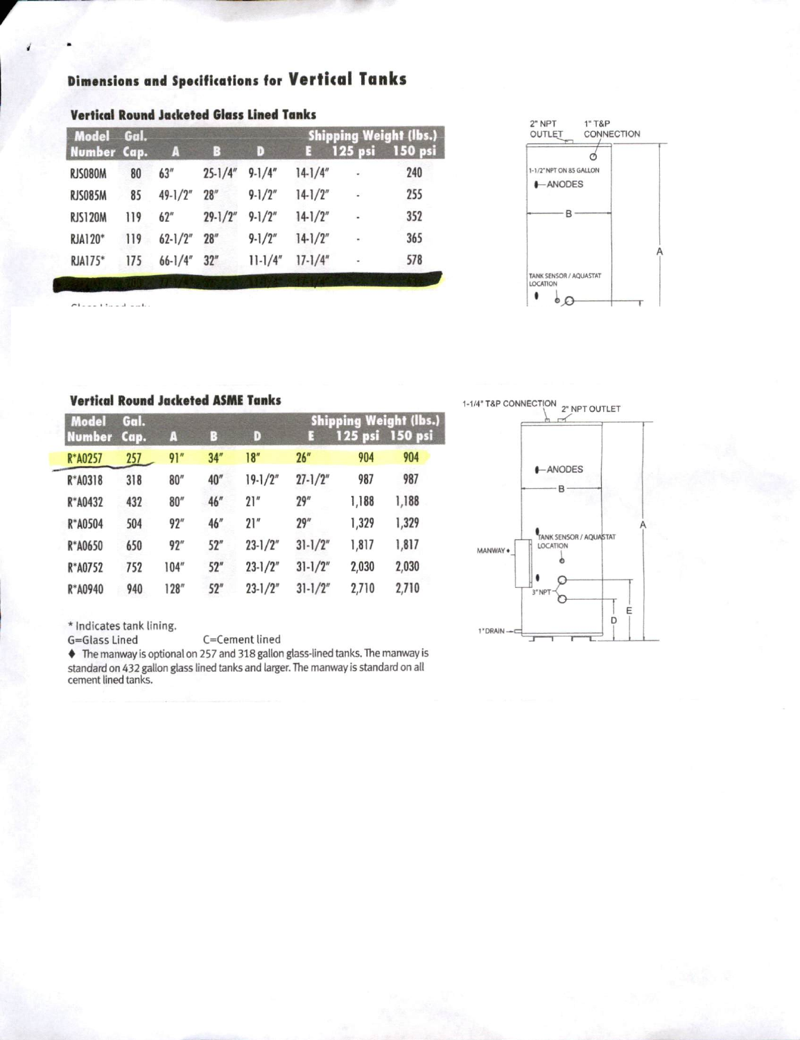## Dimensions and Specifications for Vertical Tanks

### Vertical Round Jacketed Glass Lined Tanks

| Model Number | Gal. Cap. | A | B | D | E | Shipping Weight (lbs.) 125 psi | 150 psi |
|---|---|---|---|---|---|---|---|
| RJS080M | 80 | 63" | 25-1/4" | 9-1/4" | 14-1/4" | - | 240 |
| RJS085M | 85 | 49-1/2" | 28" | 9-1/2" | 14-1/2" | - | 255 |
| RJS120M | 119 | 62" | 29-1/2" | 9-1/2" | 14-1/2" | - | 352 |
| RJA120* | 119 | 62-1/2" | 28" | 9-1/2" | 14-1/2" | - | 365 |
| RJA175* | 175 | 66-1/4" | 32" | 11-1/4" | 17-1/4" | - | 578 |

2" NPT OUTLET

1" T&P CONNECTION

1-1/2" NPT ON 85 GALLON

ANODES

B

A

TANK SENSOR / AQUASTAT LOCATION

### Vertical Round Jacketed ASME Tanks

| Model Number | Gal. Cap. | A | B | D | E | Shipping Weight (lbs.) 125 psi | 150 psi |
|---|---|---|---|---|---|---|---|
| R*A0257 | 257 | 91" | 34" | 18" | 26" | 904 | 904 |
| R*A0318 | 318 | 80" | 40" | 19-1/2" | 27-1/2" | 987 | 987 |
| R*A0432 | 432 | 80" | 46" | 21" | 29" | 1,188 | 1,188 |
| R*A0504 | 504 | 92" | 46" | 21" | 29" | 1,329 | 1,329 |
| R*A0650 | 650 | 92" | 52" | 23-1/2" | 31-1/2" | 1,817 | 1,817 |
| R*A0752 | 752 | 104" | 52" | 23-1/2" | 31-1/2" | 2,030 | 2,030 |
| R*A0940 | 940 | 128" | 52" | 23-1/2" | 31-1/2" | 2,710 | 2,710 |

\* Indicates tank lining.
G=Glass Lined C=Cement lined

♦ The manway is optional on 257 and 318 gallon glass-lined tanks. The manway is standard on 432 gallon glass lined tanks and larger. The manway is standard on all cement lined tanks.

1-1/4" T&P CONNECTION

2" NPT OUTLET

ANODES

B

A

TANK SENSOR / AQUASTAT LOCATION

MANWAY ♦

3" NPT

1" DRAIN

D

E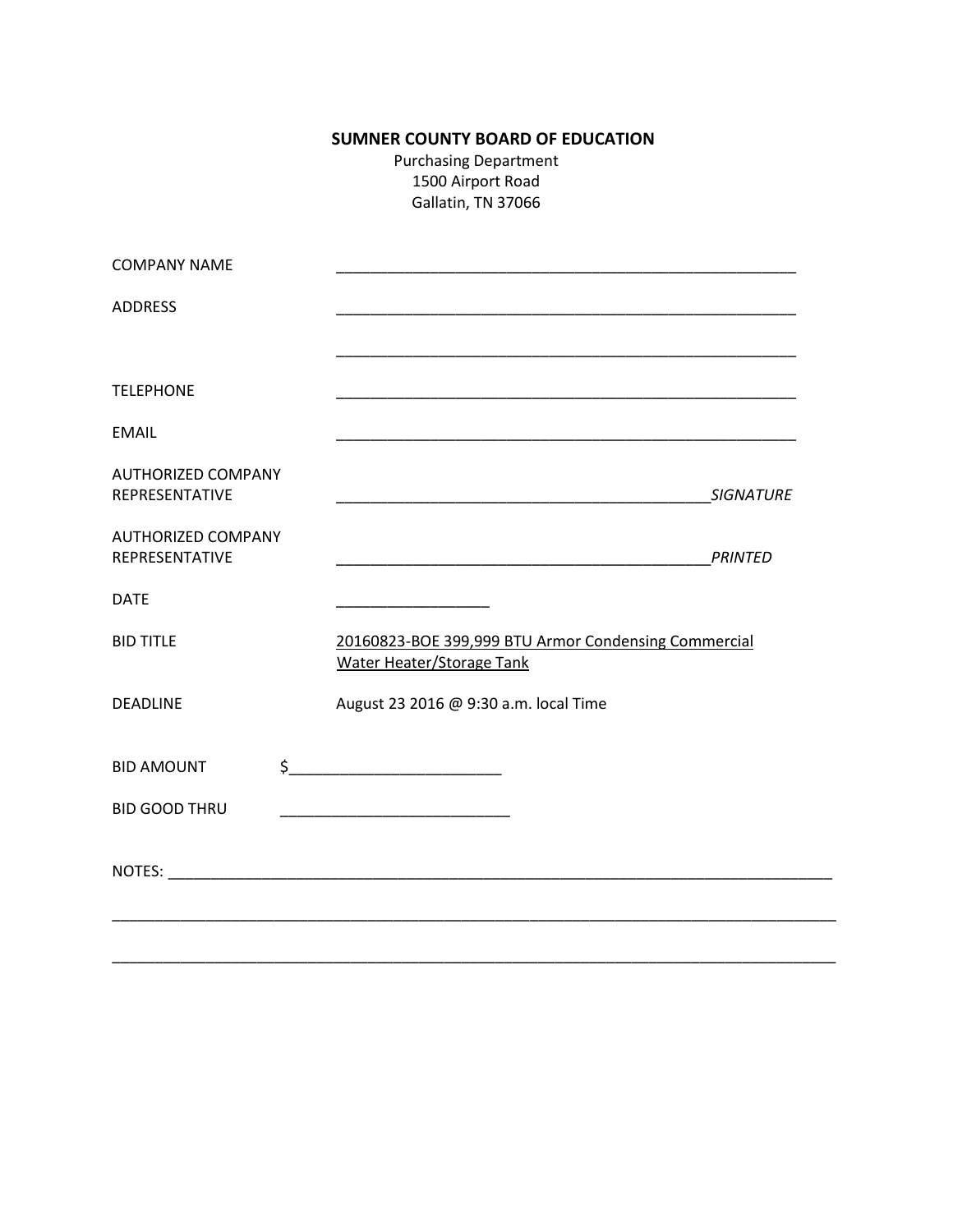**SUMNER COUNTY BOARD OF EDUCATION**

Purchasing Department
1500 Airport Road
Gallatin, TN 37066

COMPANY NAME _______________________________________________________

ADDRESS _______________________________________________________

_______________________________________________________

TELEPHONE _______________________________________________________

EMAIL _______________________________________________________

AUTHORIZED COMPANY REPRESENTATIVE ____________________________________________*SIGNATURE*

AUTHORIZED COMPANY REPRESENTATIVE ____________________________________________*PRINTED*

DATE _________________

BID TITLE 20160823-BOE 399,999 BTU Armor Condensing Commercial Water Heater/Storage Tank

DEADLINE August 23 2016 @ 9:30 a.m. local Time

BID AMOUNT $________________________

BID GOOD THRU __________________________

NOTES: ____________________________________________________________________________

____________________________________________________________________________________

____________________________________________________________________________________